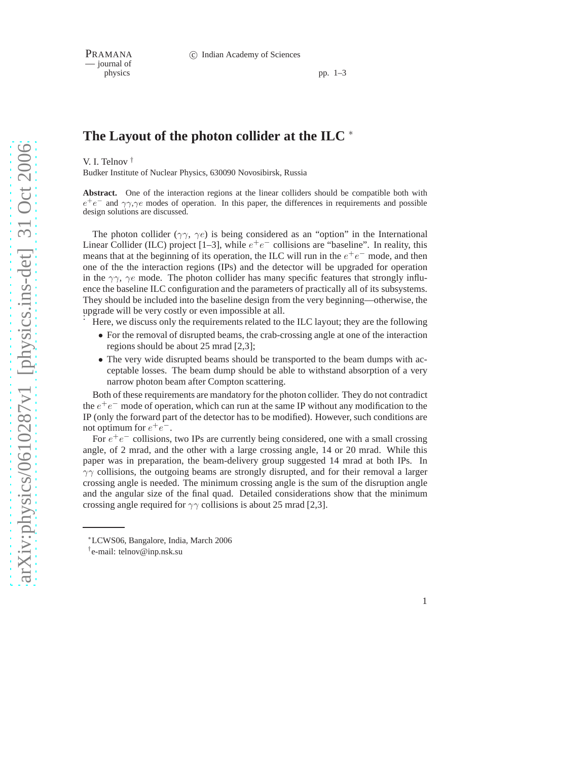# The Layout of the photon collider at the ILC [*]

V. I. Telnov [†]

Budker Institute of Nuclear Physics, 630090 Novosibirsk, Russia

**Abstract.** One of the interaction regions at the linear colliders should be compatible both with $e^+e^-$ and $\gamma\gamma$,$\gamma e$ modes of operation. In this paper, the differences in requirements and possible design solutions are discussed.

The photon collider ($\gamma\gamma$, $\gamma e$) is being considered as an "option" in the International Linear Collider (ILC) project [1–3], while $e^+e^-$ collisions are "baseline". In reality, this means that at the beginning of its operation, the ILC will run in the $e^+e^-$ mode, and then one of the the interaction regions (IPs) and the detector will be upgraded for operation in the $\gamma\gamma$, $\gamma e$ mode. The photon collider has many specific features that strongly influence the baseline ILC configuration and the parameters of practically all of its subsystems. They should be included into the baseline design from the very beginning—otherwise, the upgrade will be very costly or even impossible at all.

Here, we discuss only the requirements related to the ILC layout; they are the following

- For the removal of disrupted beams, the crab-crossing angle at one of the interaction regions should be about 25 mrad [2,3];
- The very wide disrupted beams should be transported to the beam dumps with acceptable losses. The beam dump should be able to withstand absorption of a very narrow photon beam after Compton scattering.

Both of these requirements are mandatory for the photon collider. They do not contradict the $e^+e^-$ mode of operation, which can run at the same IP without any modification to the IP (only the forward part of the detector has to be modified). However, such conditions are not optimum for $e^+e^-$.

For $e^+e^-$ collisions, two IPs are currently being considered, one with a small crossing angle, of 2 mrad, and the other with a large crossing angle, 14 or 20 mrad. While this paper was in preparation, the beam-delivery group suggested 14 mrad at both IPs. In $\gamma\gamma$ collisions, the outgoing beams are strongly disrupted, and for their removal a larger crossing angle is needed. The minimum crossing angle is the sum of the disruption angle and the angular size of the final quad. Detailed considerations show that the minimum crossing angle required for $\gamma\gamma$ collisions is about 25 mrad [2,3].

---

[*] LCWS06, Bangalore, India, March 2006

[†] e-mail: telnov@inp.nsk.su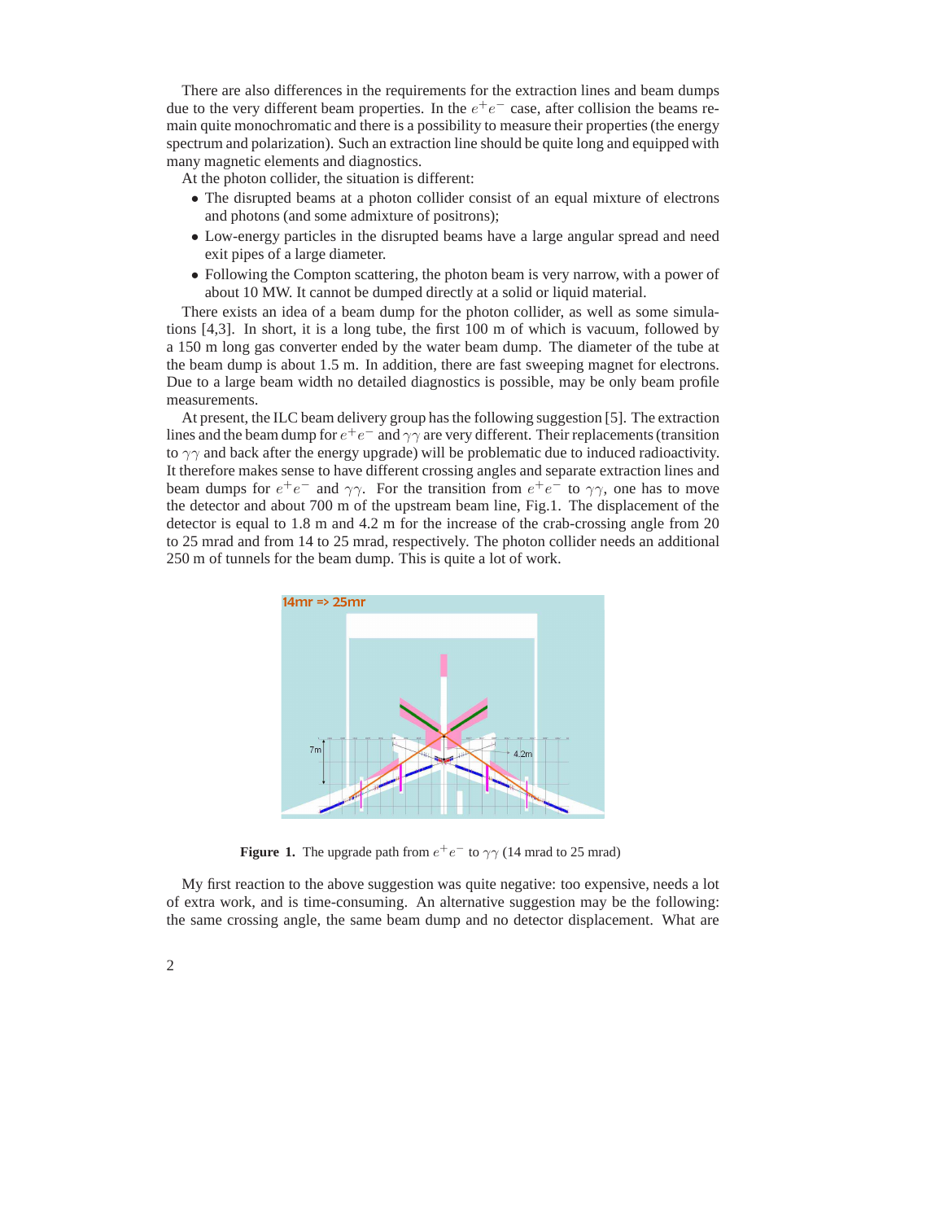There are also differences in the requirements for the extraction lines and beam dumps due to the very different beam properties. In the $e^+e^-$ case, after collision the beams remain quite monochromatic and there is a possibility to measure their properties (the energy spectrum and polarization). Such an extraction line should be quite long and equipped with many magnetic elements and diagnostics.

At the photon collider, the situation is different:

- The disrupted beams at a photon collider consist of an equal mixture of electrons and photons (and some admixture of positrons);
- Low-energy particles in the disrupted beams have a large angular spread and need exit pipes of a large diameter.
- Following the Compton scattering, the photon beam is very narrow, with a power of about 10 MW. It cannot be dumped directly at a solid or liquid material.

There exists an idea of a beam dump for the photon collider, as well as some simulations [4,3]. In short, it is a long tube, the first 100 m of which is vacuum, followed by a 150 m long gas converter ended by the water beam dump. The diameter of the tube at the beam dump is about 1.5 m. In addition, there are fast sweeping magnet for electrons. Due to a large beam width no detailed diagnostics is possible, may be only beam profile measurements.

At present, the ILC beam delivery group has the following suggestion [5]. The extraction lines and the beam dump for $e^+e^-$ and $\gamma\gamma$ are very different. Their replacements (transition to $\gamma\gamma$ and back after the energy upgrade) will be problematic due to induced radioactivity. It therefore makes sense to have different crossing angles and separate extraction lines and beam dumps for $e^+e^-$ and $\gamma\gamma$. For the transition from $e^+e^-$ to $\gamma\gamma$, one has to move the detector and about 700 m of the upstream beam line, Fig.1. The displacement of the detector is equal to 1.8 m and 4.2 m for the increase of the crab-crossing angle from 20 to 25 mrad and from 14 to 25 mrad, respectively. The photon collider needs an additional 250 m of tunnels for the beam dump. This is quite a lot of work.

**Figure 1.** The upgrade path from $e^+e^-$ to $\gamma\gamma$ (14 mrad to 25 mrad)

My first reaction to the above suggestion was quite negative: too expensive, needs a lot of extra work, and is time-consuming. An alternative suggestion may be the following: the same crossing angle, the same beam dump and no detector displacement. What are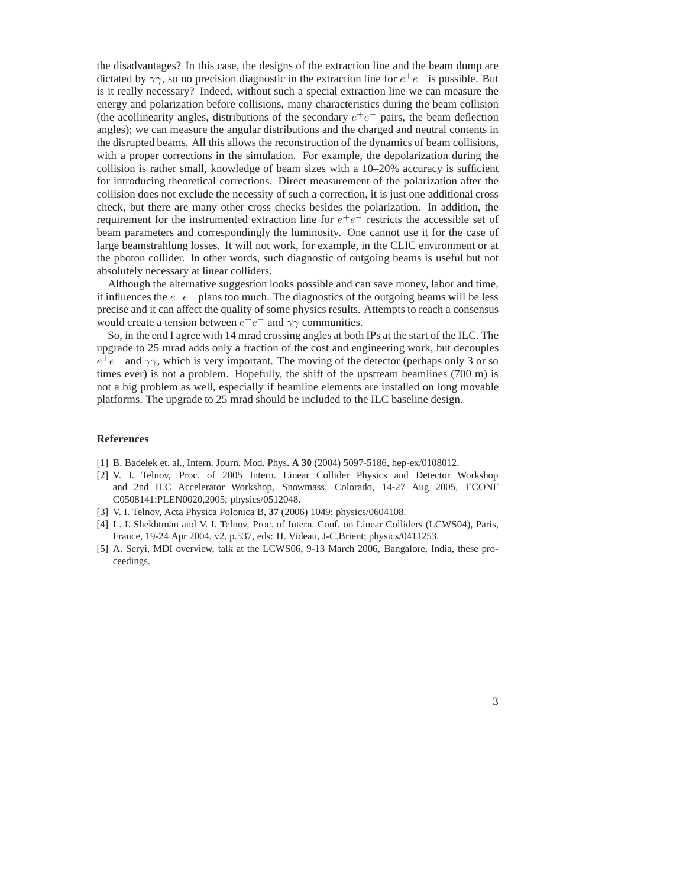the disadvantages? In this case, the designs of the extraction line and the beam dump are dictated by $\gamma\gamma$, so no precision diagnostic in the extraction line for $e^+e^-$ is possible. But is it really necessary? Indeed, without such a special extraction line we can measure the energy and polarization before collisions, many characteristics during the beam collision (the acollinearity angles, distributions of the secondary $e^+e^-$ pairs, the beam deflection angles); we can measure the angular distributions and the charged and neutral contents in the disrupted beams. All this allows the reconstruction of the dynamics of beam collisions, with a proper corrections in the simulation. For example, the depolarization during the collision is rather small, knowledge of beam sizes with a 10–20% accuracy is sufficient for introducing theoretical corrections. Direct measurement of the polarization after the collision does not exclude the necessity of such a correction, it is just one additional cross check, but there are many other cross checks besides the polarization. In addition, the requirement for the instrumented extraction line for $e^+e^-$ restricts the accessible set of beam parameters and correspondingly the luminosity. One cannot use it for the case of large beamstrahlung losses. It will not work, for example, in the CLIC environment or at the photon collider. In other words, such diagnostic of outgoing beams is useful but not absolutely necessary at linear colliders.

Although the alternative suggestion looks possible and can save money, labor and time, it influences the $e^+e^-$ plans too much. The diagnostics of the outgoing beams will be less precise and it can affect the quality of some physics results. Attempts to reach a consensus would create a tension between $e^+e^-$ and $\gamma\gamma$ communities.

So, in the end I agree with 14 mrad crossing angles at both IPs at the start of the ILC. The upgrade to 25 mrad adds only a fraction of the cost and engineering work, but decouples $e^+e^-$ and $\gamma\gamma$, which is very important. The moving of the detector (perhaps only 3 or so times ever) is not a problem. Hopefully, the shift of the upstream beamlines (700 m) is not a big problem as well, especially if beamline elements are installed on long movable platforms. The upgrade to 25 mrad should be included to the ILC baseline design.

## References

[1] B. Badelek et. al., Intern. Journ. Mod. Phys. **A 30** (2004) 5097-5186, hep-ex/0108012.

[2] V. I. Telnov, Proc. of 2005 Intern. Linear Collider Physics and Detector Workshop and 2nd ILC Accelerator Workshop, Snowmass, Colorado, 14-27 Aug 2005, ECONF C0508141:PLEN0020,2005; physics/0512048.

[3] V. I. Telnov, Acta Physica Polonica B, **37** (2006) 1049; physics/0604108.

[4] L. I. Shekhtman and V. I. Telnov, Proc. of Intern. Conf. on Linear Colliders (LCWS04), Paris, France, 19-24 Apr 2004, v2, p.537, eds: H. Videau, J-C.Brient; physics/0411253.

[5] A. Seryi, MDI overview, talk at the LCWS06, 9-13 March 2006, Bangalore, India, these proceedings.